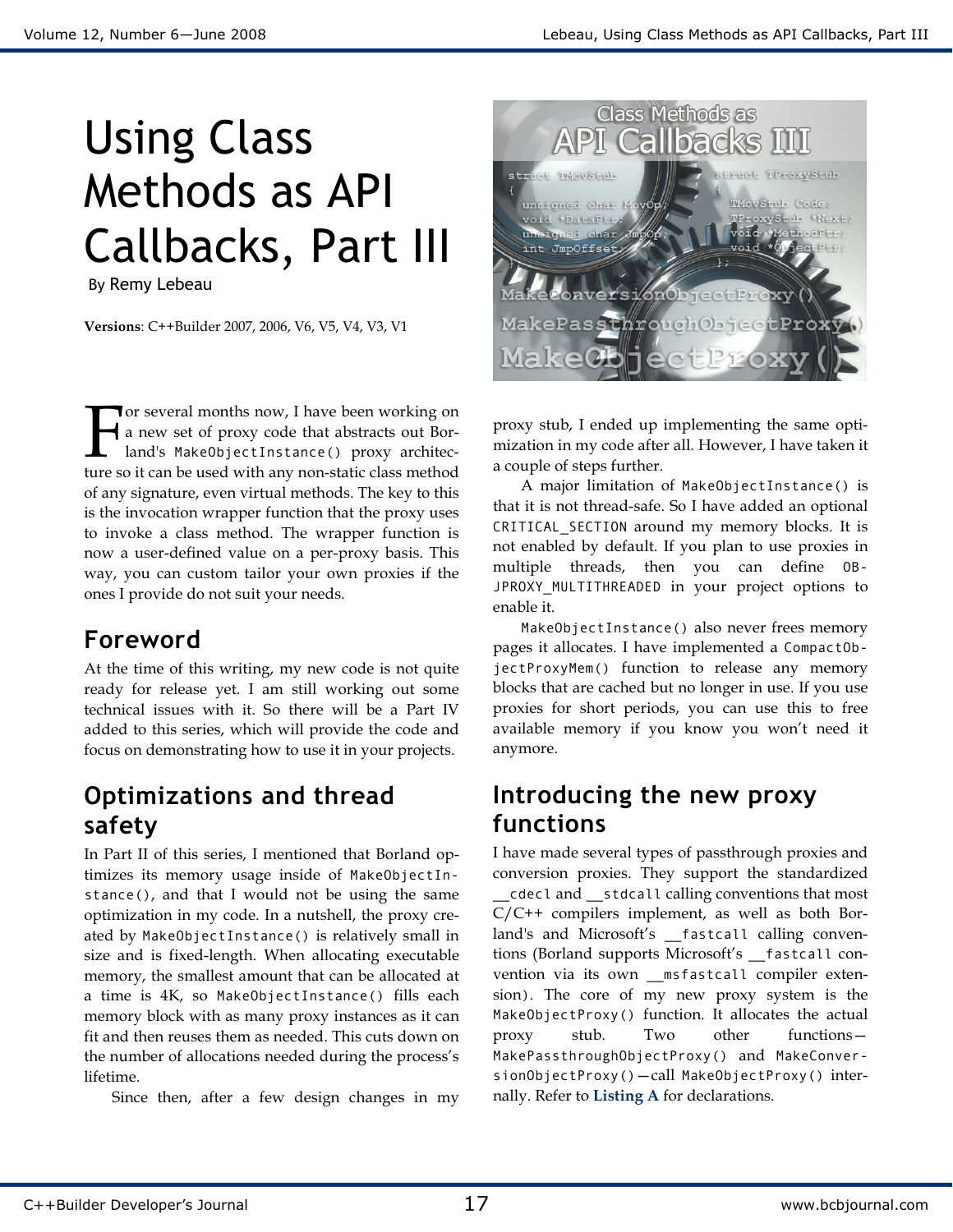# Using Class Methods as API Callbacks, Part III

By Remy Lebeau

**Versions**: C++Builder 2007, 2006, V6, V5, V4, V3, V1

For several months now, I have been working on a new set of proxy code that abstracts out Borland's `MakeObjectInstance()` proxy architecture so it can be used with any non-static class method of any signature, even virtual methods. The key to this is the invocation wrapper function that the proxy uses to invoke a class method. The wrapper function is now a user-defined value on a per-proxy basis. This way, you can custom tailor your own proxies if the ones I provide do not suit your needs.

## Foreword

At the time of this writing, my new code is not quite ready for release yet. I am still working out some technical issues with it. So there will be a Part IV added to this series, which will provide the code and focus on demonstrating how to use it in your projects.

## Optimizations and thread safety

In Part II of this series, I mentioned that Borland optimizes its memory usage inside of `MakeObjectInstance()`, and that I would not be using the same optimization in my code. In a nutshell, the proxy created by `MakeObjectInstance()` is relatively small in size and is fixed-length. When allocating executable memory, the smallest amount that can be allocated at a time is 4K, so `MakeObjectInstance()` fills each memory block with as many proxy instances as it can fit and then reuses them as needed. This cuts down on the number of allocations needed during the process's lifetime.

Since then, after a few design changes in my proxy stub, I ended up implementing the same optimization in my code after all. However, I have taken it a couple of steps further.

A major limitation of `MakeObjectInstance()` is that it is not thread-safe. So I have added an optional `CRITICAL_SECTION` around my memory blocks. It is not enabled by default. If you plan to use proxies in multiple threads, then you can define `OBJPROXY_MULTITHREADED` in your project options to enable it.

`MakeObjectInstance()` also never frees memory pages it allocates. I have implemented a `CompactObjectProxyMem()` function to release any memory blocks that are cached but no longer in use. If you use proxies for short periods, you can use this to free available memory if you know you won't need it anymore.

## Introducing the new proxy functions

I have made several types of passthrough proxies and conversion proxies. They support the standardized `__cdecl` and `__stdcall` calling conventions that most C/C++ compilers implement, as well as both Borland's and Microsoft's `__fastcall` calling conventions (Borland supports Microsoft's `__fastcall` convention via its own `__msfastcall` compiler extension). The core of my new proxy system is the `MakeObjectProxy()` function. It allocates the actual proxy stub. Two other functions—`MakePassthroughObjectProxy()` and `MakeConversionObjectProxy()`—call `MakeObjectProxy()` internally. Refer to **Listing A** for declarations.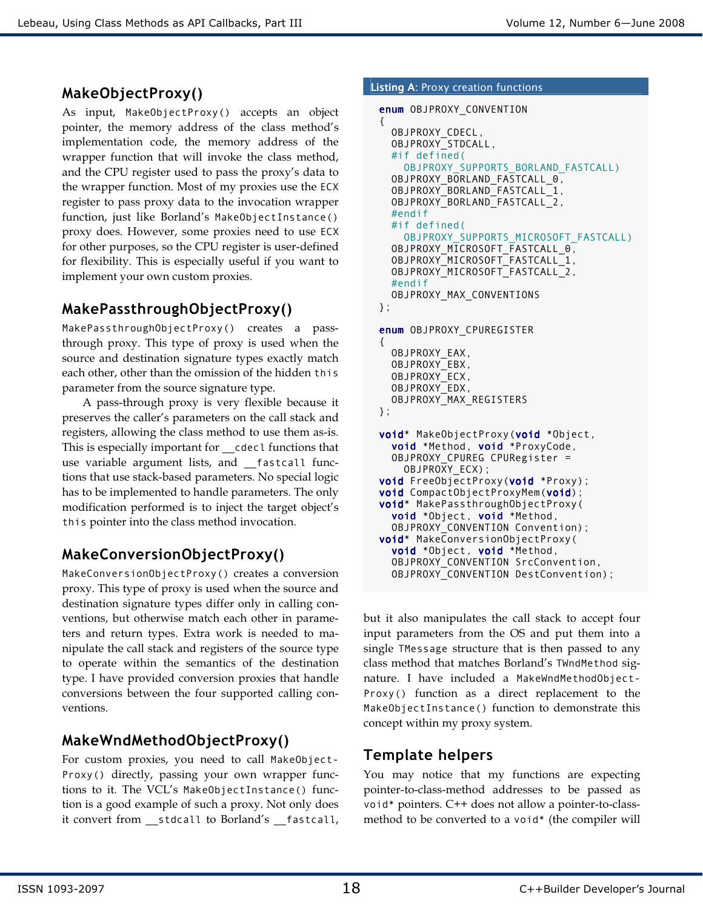## MakeObjectProxy()

As input, `MakeObjectProxy()` accepts an object pointer, the memory address of the class method's implementation code, the memory address of the wrapper function that will invoke the class method, and the CPU register used to pass the proxy's data to the wrapper function. Most of my proxies use the ECX register to pass proxy data to the invocation wrapper function, just like Borland's `MakeObjectInstance()` proxy does. However, some proxies need to use ECX for other purposes, so the CPU register is user-defined for flexibility. This is especially useful if you want to implement your own custom proxies.

## MakePassthroughObjectProxy()

`MakePassthroughObjectProxy()` creates a pass-through proxy. This type of proxy is used when the source and destination signature types exactly match each other, other than the omission of the hidden `this` parameter from the source signature type.

A pass-through proxy is very flexible because it preserves the caller's parameters on the call stack and registers, allowing the class method to use them as-is. This is especially important for `__cdecl` functions that use variable argument lists, and `__fastcall` functions that use stack-based parameters. No special logic has to be implemented to handle parameters. The only modification performed is to inject the target object's `this` pointer into the class method invocation.

## MakeConversionObjectProxy()

`MakeConversionObjectProxy()` creates a conversion proxy. This type of proxy is used when the source and destination signature types differ only in calling conventions, but otherwise match each other in parameters and return types. Extra work is needed to manipulate the call stack and registers of the source type to operate within the semantics of the destination type. I have provided conversion proxies that handle conversions between the four supported calling conventions.

## MakeWndMethodObjectProxy()

For custom proxies, you need to call `MakeObjectProxy()` directly, passing your own wrapper functions to it. The VCL's `MakeObjectInstance()` function is a good example of such a proxy. Not only does it convert from `__stdcall` to Borland's `__fastcall`,

**Listing A:** Proxy creation functions

```
enum OBJPROXY_CONVENTION
{
  OBJPROXY_CDECL,
  OBJPROXY_STDCALL,
  #if defined(
    OBJPROXY_SUPPORTS_BORLAND_FASTCALL)
  OBJPROXY_BORLAND_FASTCALL_0,
  OBJPROXY_BORLAND_FASTCALL_1,
  OBJPROXY_BORLAND_FASTCALL_2,
  #endif
  #if defined(
    OBJPROXY_SUPPORTS_MICROSOFT_FASTCALL)
  OBJPROXY_MICROSOFT_FASTCALL_0,
  OBJPROXY_MICROSOFT_FASTCALL_1,
  OBJPROXY_MICROSOFT_FASTCALL_2,
  #endif
  OBJPROXY_MAX_CONVENTIONS
};

enum OBJPROXY_CPUREGISTER
{
  OBJPROXY_EAX,
  OBJPROXY_EBX,
  OBJPROXY_ECX,
  OBJPROXY_EDX,
  OBJPROXY_MAX_REGISTERS
};

void* MakeObjectProxy(void *Object,
  void *Method, void *ProxyCode,
  OBJPROXY_CPUREG CPURegister =
    OBJPROXY_ECX);
void FreeObjectProxy(void *Proxy);
void CompactObjectProxyMem(void);
void* MakePassthroughObjectProxy(
  void *Object, void *Method,
  OBJPROXY_CONVENTION Convention);
void* MakeConversionObjectProxy(
  void *Object, void *Method,
  OBJPROXY_CONVENTION SrcConvention,
  OBJPROXY_CONVENTION DestConvention);
```

but it also manipulates the call stack to accept four input parameters from the OS and put them into a single `TMessage` structure that is then passed to any class method that matches Borland's `TWndMethod` signature. I have included a `MakeWndMethodObjectProxy()` function as a direct replacement to the `MakeObjectInstance()` function to demonstrate this concept within my proxy system.

## Template helpers

You may notice that my functions are expecting pointer-to-class-method addresses to be passed as `void*` pointers. C++ does not allow a pointer-to-class-method to be converted to a `void*` (the compiler will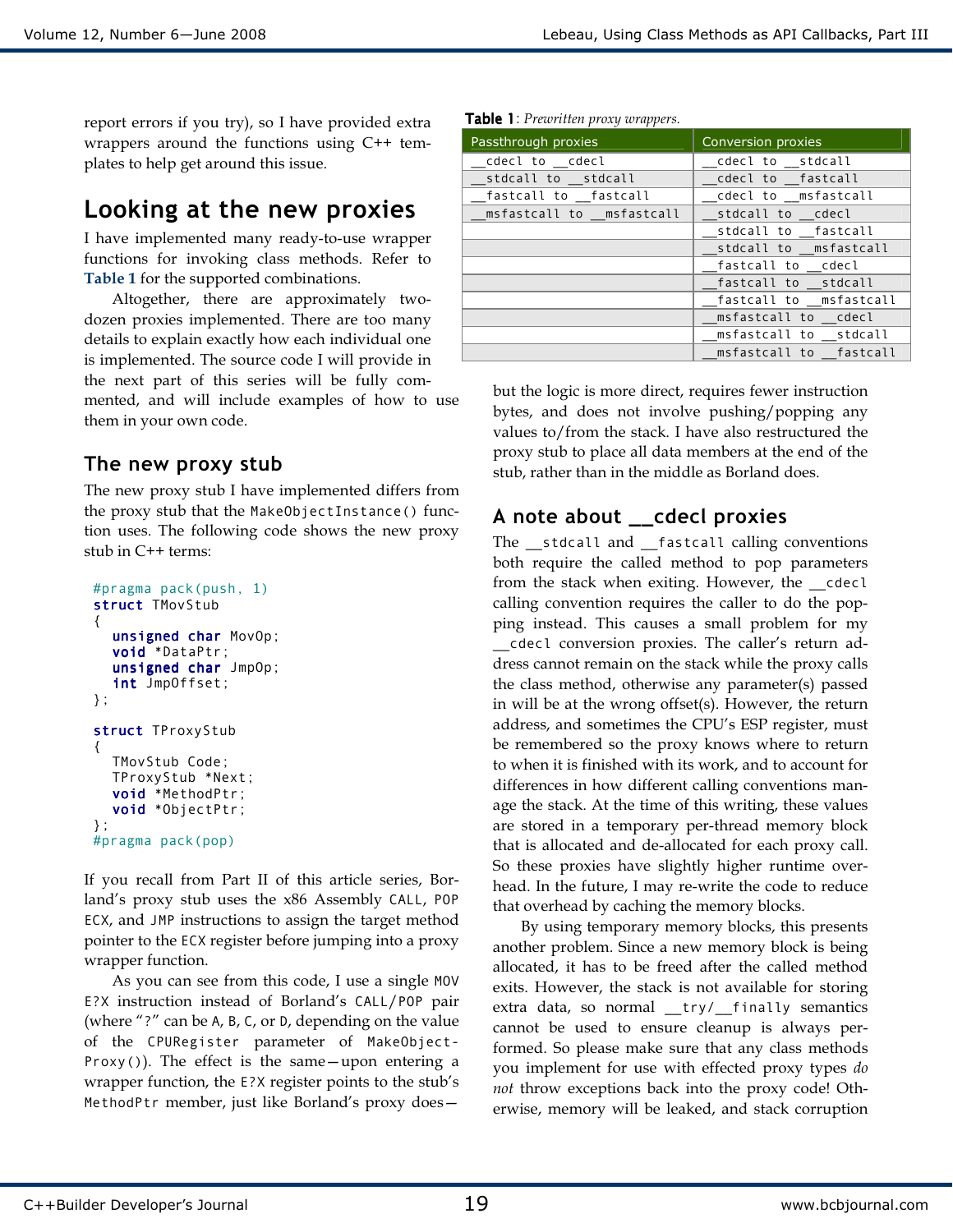report errors if you try), so I have provided extra wrappers around the functions using C++ templates to help get around this issue.

## Looking at the new proxies

I have implemented many ready-to-use wrapper functions for invoking class methods. Refer to **Table 1** for the supported combinations.

Altogether, there are approximately two-dozen proxies implemented. There are too many details to explain exactly how each individual one is implemented. The source code I will provide in the next part of this series will be fully commented, and will include examples of how to use them in your own code.

### The new proxy stub

The new proxy stub I have implemented differs from the proxy stub that the `MakeObjectInstance()` function uses. The following code shows the new proxy stub in C++ terms:

```
#pragma pack(push, 1)
struct TMovStub
{
   unsigned char MovOp;
   void *DataPtr;
   unsigned char JmpOp;
   int JmpOffset;
};

struct TProxyStub
{
   TMovStub Code;
   TProxyStub *Next;
   void *MethodPtr;
   void *ObjectPtr;
};
#pragma pack(pop)
```

If you recall from Part II of this article series, Borland's proxy stub uses the x86 Assembly `CALL`, `POP ECX`, and `JMP` instructions to assign the target method pointer to the `ECX` register before jumping into a proxy wrapper function.

As you can see from this code, I use a single `MOV E?X` instruction instead of Borland's `CALL`/`POP` pair (where "?" can be `A`, `B`, `C`, or `D`, depending on the value of the `CPURegister` parameter of `MakeObjectProxy()`). The effect is the same—upon entering a wrapper function, the `E?X` register points to the stub's `MethodPtr` member, just like Borland's proxy does—

**Table 1**: *Prewritten proxy wrappers.*

| Passthrough proxies | Conversion proxies |
|---|---|
| __cdecl to __cdecl | __cdecl to __stdcall |
| __stdcall to __stdcall | __cdecl to __fastcall |
| __fastcall to __fastcall | __cdecl to __msfastcall |
| __msfastcall to __msfastcall | __stdcall to __cdecl |
| | __stdcall to __fastcall |
| | __stdcall to __msfastcall |
| | __fastcall to __cdecl |
| | __fastcall to __stdcall |
| | __fastcall to __msfastcall |
| | __msfastcall to __cdecl |
| | __msfastcall to __stdcall |
| | __msfastcall to __fastcall |

but the logic is more direct, requires fewer instruction bytes, and does not involve pushing/popping any values to/from the stack. I have also restructured the proxy stub to place all data members at the end of the stub, rather than in the middle as Borland does.

### A note about __cdecl proxies

The `__stdcall` and `__fastcall` calling conventions both require the called method to pop parameters from the stack when exiting. However, the `__cdecl` calling convention requires the caller to do the popping instead. This causes a small problem for my `__cdecl` conversion proxies. The caller's return address cannot remain on the stack while the proxy calls the class method, otherwise any parameter(s) passed in will be at the wrong offset(s). However, the return address, and sometimes the CPU's ESP register, must be remembered so the proxy knows where to return to when it is finished with its work, and to account for differences in how different calling conventions manage the stack. At the time of this writing, these values are stored in a temporary per-thread memory block that is allocated and de-allocated for each proxy call. So these proxies have slightly higher runtime overhead. In the future, I may re-write the code to reduce that overhead by caching the memory blocks.

By using temporary memory blocks, this presents another problem. Since a new memory block is being allocated, it has to be freed after the called method exits. However, the stack is not available for storing extra data, so normal `__try`/`__finally` semantics cannot be used to ensure cleanup is always performed. So please make sure that any class methods you implement for use with effected proxy types *do not* throw exceptions back into the proxy code! Otherwise, memory will be leaked, and stack corruption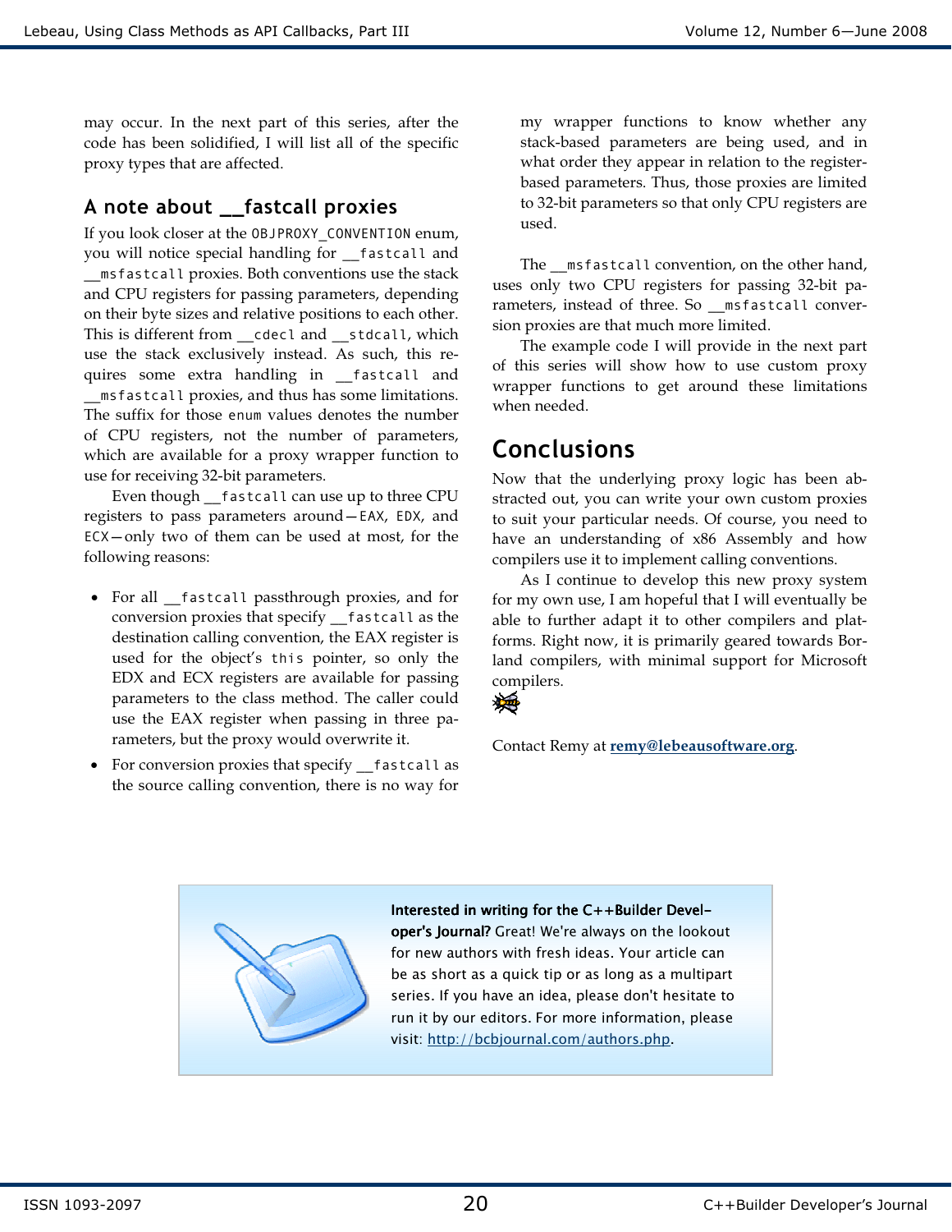may occur. In the next part of this series, after the code has been solidified, I will list all of the specific proxy types that are affected.

## A note about __fastcall proxies

If you look closer at the `OBJPROXY_CONVENTION` enum, you will notice special handling for `__fastcall` and `__msfastcall` proxies. Both conventions use the stack and CPU registers for passing parameters, depending on their byte sizes and relative positions to each other. This is different from `__cdecl` and `__stdcall`, which use the stack exclusively instead. As such, this requires some extra handling in `__fastcall` and `__msfastcall` proxies, and thus has some limitations. The suffix for those `enum` values denotes the number of CPU registers, not the number of parameters, which are available for a proxy wrapper function to use for receiving 32-bit parameters.

Even though `__fastcall` can use up to three CPU registers to pass parameters around—`EAX`, `EDX`, and `ECX`—only two of them can be used at most, for the following reasons:

- For all `__fastcall` passthrough proxies, and for conversion proxies that specify `__fastcall` as the destination calling convention, the EAX register is used for the object's `this` pointer, so only the EDX and ECX registers are available for passing parameters to the class method. The caller could use the EAX register when passing in three parameters, but the proxy would overwrite it.
- For conversion proxies that specify `__fastcall` as the source calling convention, there is no way for my wrapper functions to know whether any stack-based parameters are being used, and in what order they appear in relation to the register-based parameters. Thus, those proxies are limited to 32-bit parameters so that only CPU registers are used.

The `__msfastcall` convention, on the other hand, uses only two CPU registers for passing 32-bit parameters, instead of three. So `__msfastcall` conversion proxies are that much more limited.

The example code I will provide in the next part of this series will show how to use custom proxy wrapper functions to get around these limitations when needed.

# Conclusions

Now that the underlying proxy logic has been abstracted out, you can write your own custom proxies to suit your particular needs. Of course, you need to have an understanding of x86 Assembly and how compilers use it to implement calling conventions.

As I continue to develop this new proxy system for my own use, I am hopeful that I will eventually be able to further adapt it to other compilers and platforms. Right now, it is primarily geared towards Borland compilers, with minimal support for Microsoft compilers.

Contact Remy at **remy@lebeausoftware.org**.

**Interested in writing for the C++Builder Developer's Journal?** Great! We're always on the lookout for new authors with fresh ideas. Your article can be as short as a quick tip or as long as a multipart series. If you have an idea, please don't hesitate to run it by our editors. For more information, please visit: http://bcbjournal.com/authors.php.